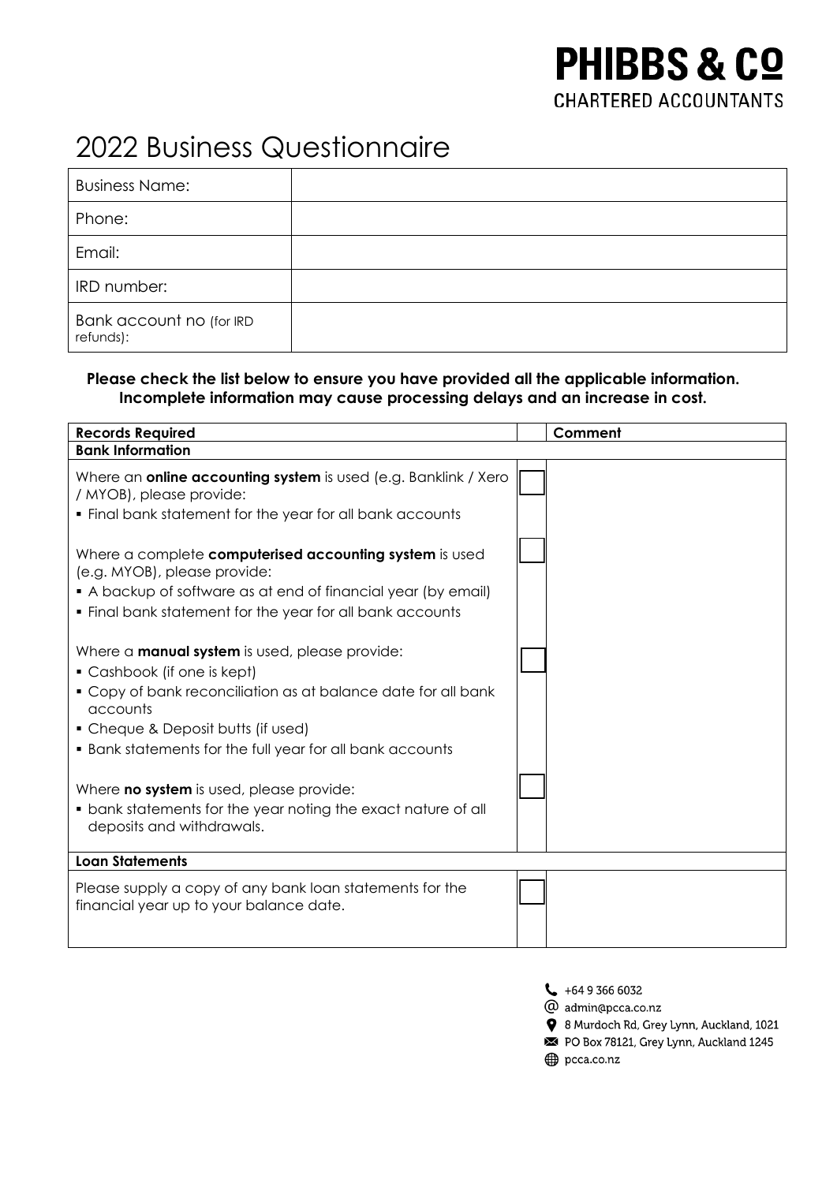**PHIBBS & Cº**
CHARTERED ACCOUNTANTS

# 2022 Business Questionnaire

| | |
|---|---|
| Business Name: | |
| Phone: | |
| Email: | |
| IRD number: | |
| Bank account no (for IRD refunds): | |

**Please check the list below to ensure you have provided all the applicable information. Incomplete information may cause processing delays and an increase in cost.**

| Records Required | | Comment |
|---|---|---|
| **Bank Information** | | |
| Where an **online accounting system** is used (e.g. Banklink / Xero / MYOB), please provide:<br>▪ Final bank statement for the year for all bank accounts | ☐ | |
| Where a complete **computerised accounting system** is used (e.g. MYOB), please provide:<br>▪ A backup of software as at end of financial year (by email)<br>▪ Final bank statement for the year for all bank accounts | ☐ | |
| Where a **manual system** is used, please provide:<br>▪ Cashbook (if one is kept)<br>▪ Copy of bank reconciliation as at balance date for all bank accounts<br>▪ Cheque & Deposit butts (if used)<br>▪ Bank statements for the full year for all bank accounts | ☐ | |
| Where **no system** is used, please provide:<br>▪ bank statements for the year noting the exact nature of all deposits and withdrawals. | ☐ | |
| **Loan Statements** | | |
| Please supply a copy of any bank loan statements for the financial year up to your balance date. | ☐ | |

+64 9 366 6032
admin@pcca.co.nz
8 Murdoch Rd, Grey Lynn, Auckland, 1021
PO Box 78121, Grey Lynn, Auckland 1245
pcca.co.nz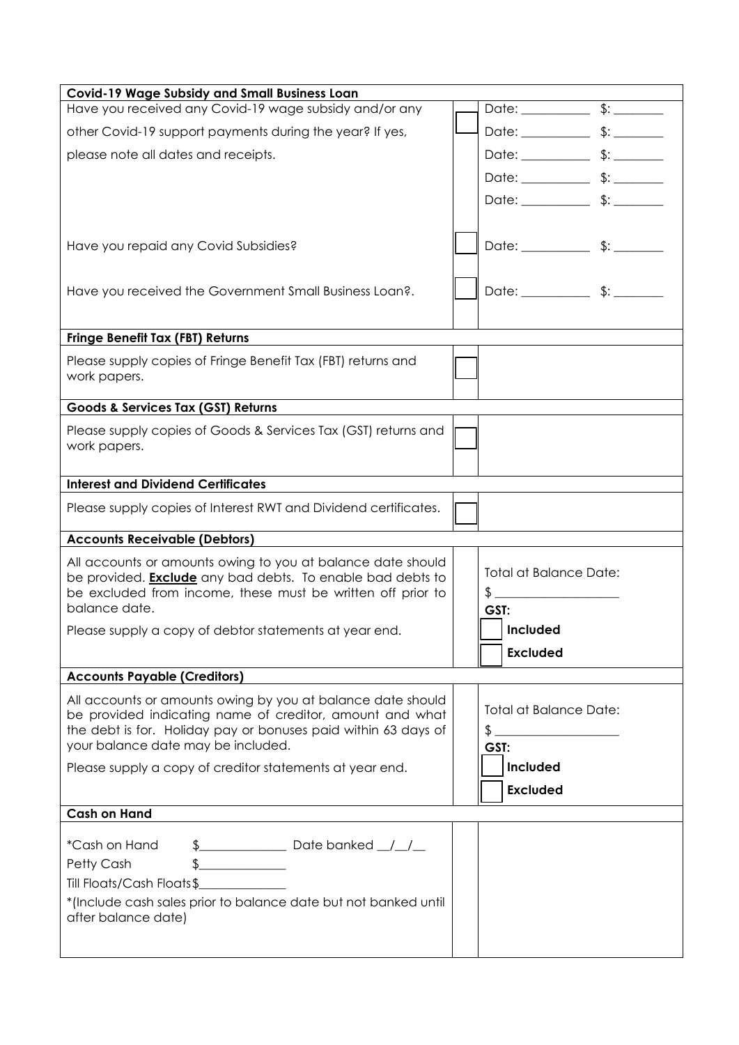| Covid-19 Wage Subsidy and Small Business Loan | | |
|---|---|---|
| Have you received any Covid-19 wage subsidy and/or any other Covid-19 support payments during the year? If yes, please note all dates and receipts. | ☐ | Date: ___________ $: ________<br>Date: ___________ $: ________<br>Date: ___________ $: ________<br>Date: ___________ $: ________<br>Date: ___________ $: ________ |
| Have you repaid any Covid Subsidies? | ☐ | Date: ___________ $: ________ |
| Have you received the Government Small Business Loan?. | ☐ | Date: ___________ $: ________ |

| Fringe Benefit Tax (FBT) Returns | | |
|---|---|---|
| Please supply copies of Fringe Benefit Tax (FBT) returns and work papers. | ☐ | |

| Goods & Services Tax (GST) Returns | | |
|---|---|---|
| Please supply copies of Goods & Services Tax (GST) returns and work papers. | ☐ | |

| Interest and Dividend Certificates | | |
|---|---|---|
| Please supply copies of Interest RWT and Dividend certificates. | ☐ | |

| Accounts Receivable (Debtors) | |
|---|---|
| All accounts or amounts owing to you at balance date should be provided. **Exclude** any bad debts. To enable bad debts to be excluded from income, these must be written off prior to balance date.<br><br>Please supply a copy of debtor statements at year end. | Total at Balance Date:<br>$ ____________________<br>**GST:**<br>☐ **Included**<br>☐ **Excluded** |

| Accounts Payable (Creditors) | |
|---|---|
| All accounts or amounts owing by you at balance date should be provided indicating name of creditor, amount and what the debt is for. Holiday pay or bonuses paid within 63 days of your balance date may be included.<br><br>Please supply a copy of creditor statements at year end. | Total at Balance Date:<br>$ ____________________<br>**GST:**<br>☐ **Included**<br>☐ **Excluded** |

| Cash on Hand | | |
|---|---|---|
| *Cash on Hand $______________ Date banked __/__/__<br>Petty Cash $______________<br>Till Floats/Cash Floats $______________<br>*(Include cash sales prior to balance date but not banked until after balance date) | | |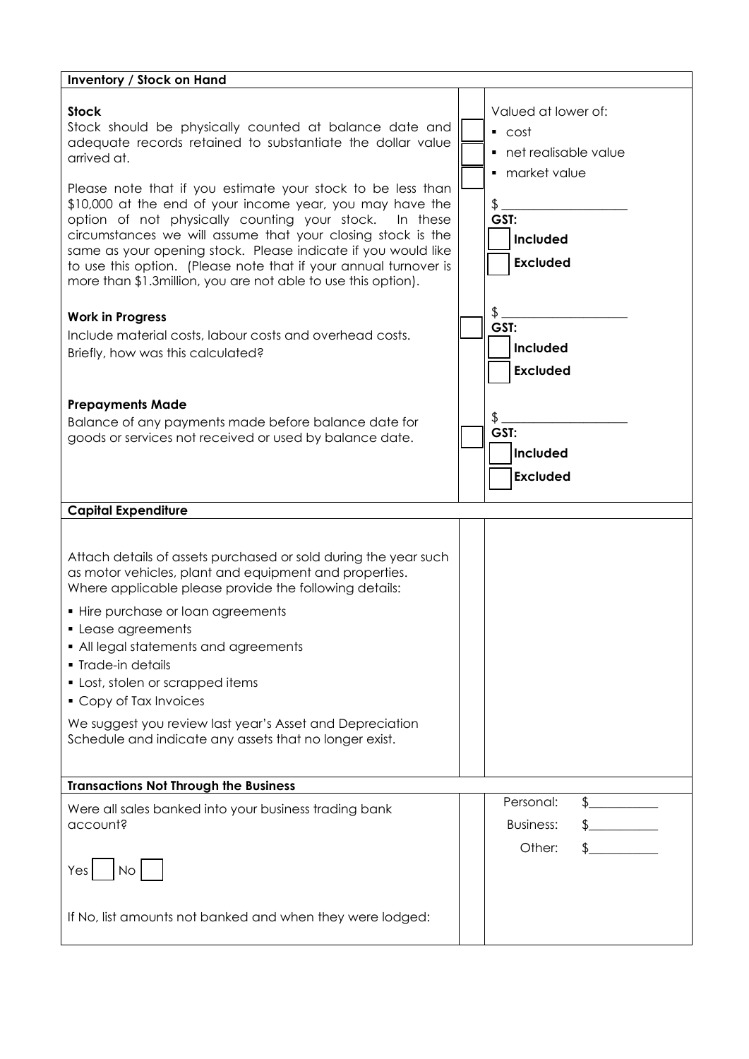| **Inventory / Stock on Hand** | | |
|---|---|---|
| **Stock**<br>Stock should be physically counted at balance date and adequate records retained to substantiate the dollar value arrived at.<br><br>Please note that if you estimate your stock to be less than $10,000 at the end of your income year, you may have the option of not physically counting your stock. In these circumstances we will assume that your closing stock is the same as your opening stock. Please indicate if you would like to use this option. (Please note that if your annual turnover is more than $1.3million, you are not able to use this option). | ☐<br>☐<br>☐ | Valued at lower of:<br>▪ cost<br>▪ net realisable value<br>▪ market value<br><br>$ ____________________<br>**GST:**<br>☐ **Included**<br>☐ **Excluded** |
| **Work in Progress**<br>Include material costs, labour costs and overhead costs.<br>Briefly, how was this calculated? | ☐ | $ ____________________<br>**GST:**<br>☐ **Included**<br>☐ **Excluded** |
| **Prepayments Made**<br>Balance of any payments made before balance date for goods or services not received or used by balance date. | ☐ | $ ____________________<br>**GST:**<br>☐ **Included**<br>☐ **Excluded** |
| **Capital Expenditure** | | |
| Attach details of assets purchased or sold during the year such as motor vehicles, plant and equipment and properties. Where applicable please provide the following details:<br><br>▪ Hire purchase or loan agreements<br>▪ Lease agreements<br>▪ All legal statements and agreements<br>▪ Trade-in details<br>▪ Lost, stolen or scrapped items<br>▪ Copy of Tax Invoices<br><br>We suggest you review last year's Asset and Depreciation Schedule and indicate any assets that no longer exist. | | |
| **Transactions Not Through the Business** | | |
| Were all sales banked into your business trading bank account?<br><br>Yes ☐ No ☐<br><br>If No, list amounts not banked and when they were lodged: | | Personal: $___________<br>Business: $___________<br>Other: $___________ |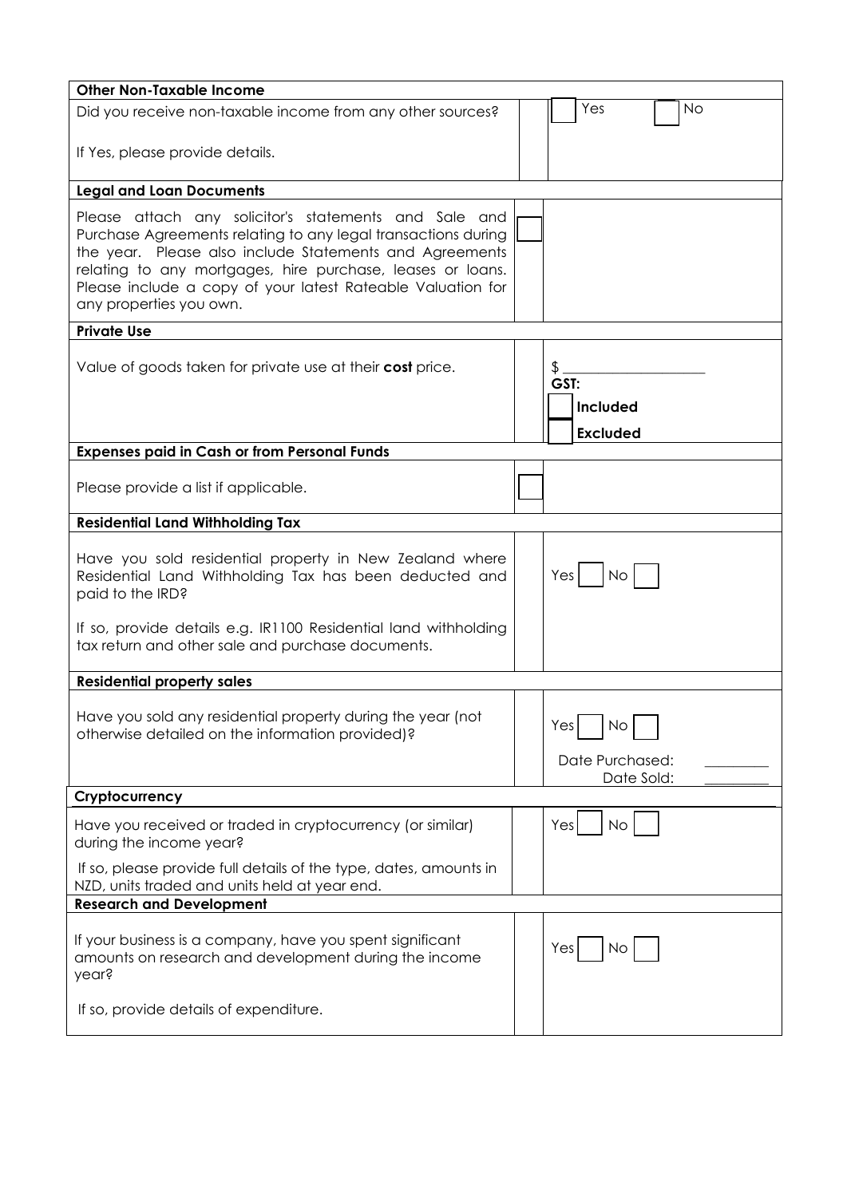| **Other Non-Taxable Income** | | |
|---|---|---|
| Did you receive non-taxable income from any other sources?<br><br>If Yes, please provide details. | | ☐ Yes ☐ No |
| **Legal and Loan Documents** | | |
| Please attach any solicitor's statements and Sale and Purchase Agreements relating to any legal transactions during the year. Please also include Statements and Agreements relating to any mortgages, hire purchase, leases or loans. Please include a copy of your latest Rateable Valuation for any properties you own. | ☐ | |
| **Private Use** | | |
| Value of goods taken for private use at their **cost** price. | | $ ____________________<br>**GST:**<br>☐ **Included**<br>☐ **Excluded** |
| **Expenses paid in Cash or from Personal Funds** | | |
| Please provide a list if applicable. | ☐ | |
| **Residential Land Withholding Tax** | | |
| Have you sold residential property in New Zealand where Residential Land Withholding Tax has been deducted and paid to the IRD?<br><br>If so, provide details e.g. IR1100 Residential land withholding tax return and other sale and purchase documents. | | Yes ☐ No ☐ |
| **Residential property sales** | | |
| Have you sold any residential property during the year (not otherwise detailed on the information provided)? | | Yes ☐ No ☐<br>Date Purchased: _________<br>Date Sold: _________ |
| **Cryptocurrency** | | |
| Have you received or traded in cryptocurrency (or similar) during the income year?<br><br>If so, please provide full details of the type, dates, amounts in NZD, units traded and units held at year end. | | Yes ☐ No ☐ |
| **Research and Development** | | |
| If your business is a company, have you spent significant amounts on research and development during the income year?<br><br>If so, provide details of expenditure. | | Yes ☐ No ☐ |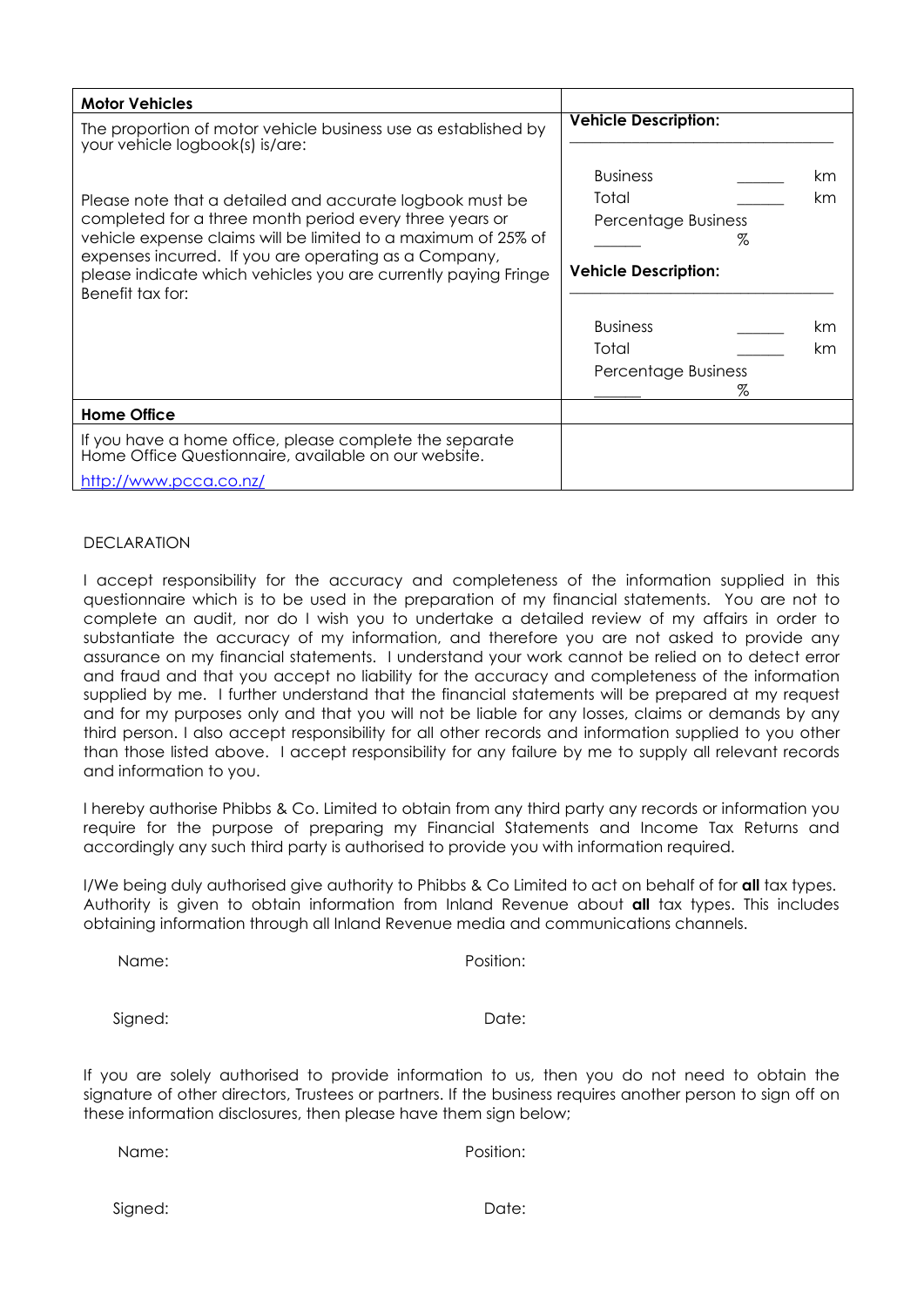| **Motor Vehicles** | |
|---|---|
| The proportion of motor vehicle business use as established by your vehicle logbook(s) is/are:<br><br>Please note that a detailed and accurate logbook must be completed for a three month period every three years or vehicle expense claims will be limited to a maximum of 25% of expenses incurred. If you are operating as a Company, please indicate which vehicles you are currently paying Fringe Benefit tax for: | **Vehicle Description:** ________________________________<br><br>Business ______ km<br>Total ______ km<br>Percentage Business ______ %<br><br>**Vehicle Description:** ________________________________<br><br>Business ______ km<br>Total ______ km<br>Percentage Business ______ % |
| **Home Office** | |
| If you have a home office, please complete the separate Home Office Questionnaire, available on our website.<br>[http://www.pcca.co.nz/](http://www.pcca.co.nz/) | |

DECLARATION

I accept responsibility for the accuracy and completeness of the information supplied in this questionnaire which is to be used in the preparation of my financial statements. You are not to complete an audit, nor do I wish you to undertake a detailed review of my affairs in order to substantiate the accuracy of my information, and therefore you are not asked to provide any assurance on my financial statements. I understand your work cannot be relied on to detect error and fraud and that you accept no liability for the accuracy and completeness of the information supplied by me. I further understand that the financial statements will be prepared at my request and for my purposes only and that you will not be liable for any losses, claims or demands by any third person. I also accept responsibility for all other records and information supplied to you other than those listed above. I accept responsibility for any failure by me to supply all relevant records and information to you.

I hereby authorise Phibbs & Co. Limited to obtain from any third party any records or information you require for the purpose of preparing my Financial Statements and Income Tax Returns and accordingly any such third party is authorised to provide you with information required.

I/We being duly authorised give authority to Phibbs & Co Limited to act on behalf of for **all** tax types. Authority is given to obtain information from Inland Revenue about **all** tax types. This includes obtaining information through all Inland Revenue media and communications channels.

Name: Position:

Signed: Date:

If you are solely authorised to provide information to us, then you do not need to obtain the signature of other directors, Trustees or partners. If the business requires another person to sign off on these information disclosures, then please have them sign below;

Name: Position:

Signed: Date: